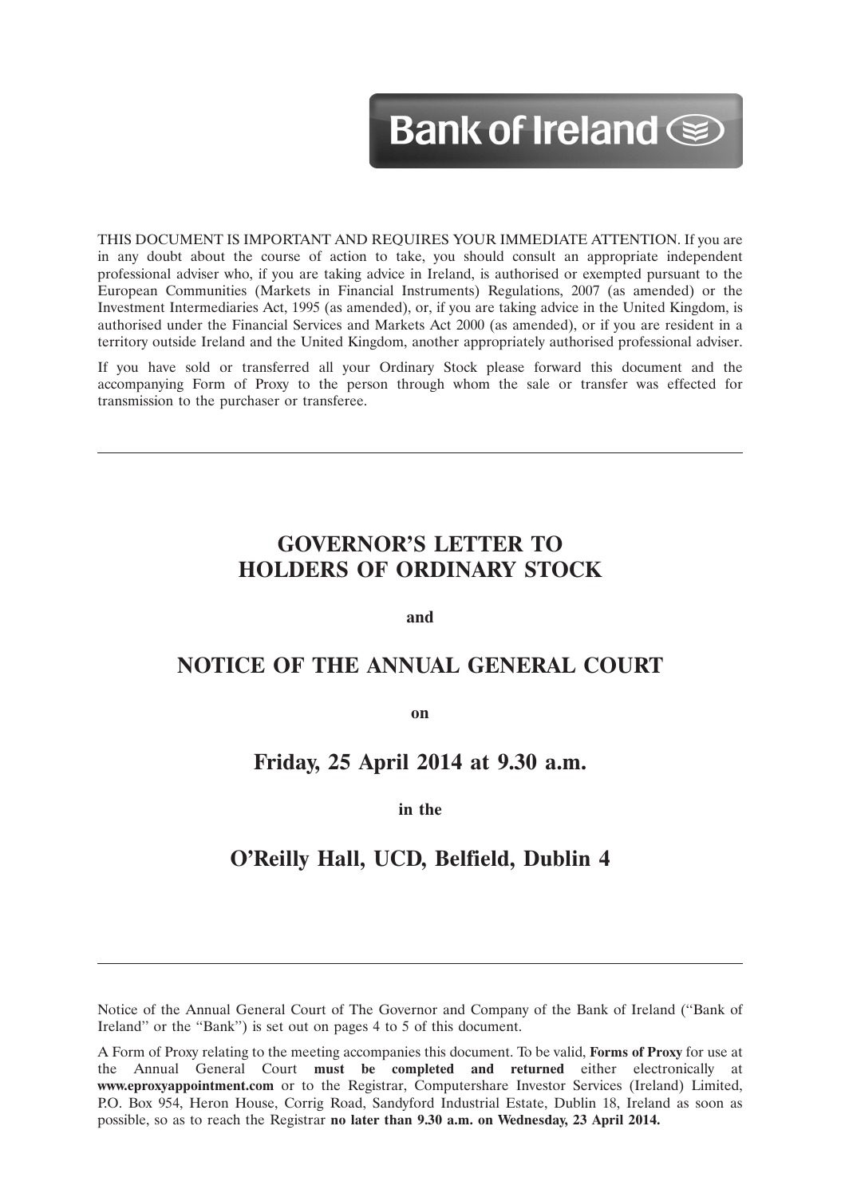Bank of Ireland

THIS DOCUMENT IS IMPORTANT AND REQUIRES YOUR IMMEDIATE ATTENTION. If you are in any doubt about the course of action to take, you should consult an appropriate independent professional adviser who, if you are taking advice in Ireland, is authorised or exempted pursuant to the European Communities (Markets in Financial Instruments) Regulations, 2007 (as amended) or the Investment Intermediaries Act, 1995 (as amended), or, if you are taking advice in the United Kingdom, is authorised under the Financial Services and Markets Act 2000 (as amended), or if you are resident in a territory outside Ireland and the United Kingdom, another appropriately authorised professional adviser.

If you have sold or transferred all your Ordinary Stock please forward this document and the accompanying Form of Proxy to the person through whom the sale or transfer was effected for transmission to the purchaser or transferee.

---

# GOVERNOR'S LETTER TO HOLDERS OF ORDINARY STOCK

**and**

# NOTICE OF THE ANNUAL GENERAL COURT

**on**

## Friday, 25 April 2014 at 9.30 a.m.

**in the**

## O'Reilly Hall, UCD, Belfield, Dublin 4

---

Notice of the Annual General Court of The Governor and Company of the Bank of Ireland ("Bank of Ireland" or the "Bank") is set out on pages 4 to 5 of this document.

A Form of Proxy relating to the meeting accompanies this document. To be valid, **Forms of Proxy** for use at the Annual General Court **must be completed and returned** either electronically at **www.eproxyappointment.com** or to the Registrar, Computershare Investor Services (Ireland) Limited, P.O. Box 954, Heron House, Corrig Road, Sandyford Industrial Estate, Dublin 18, Ireland as soon as possible, so as to reach the Registrar **no later than 9.30 a.m. on Wednesday, 23 April 2014.**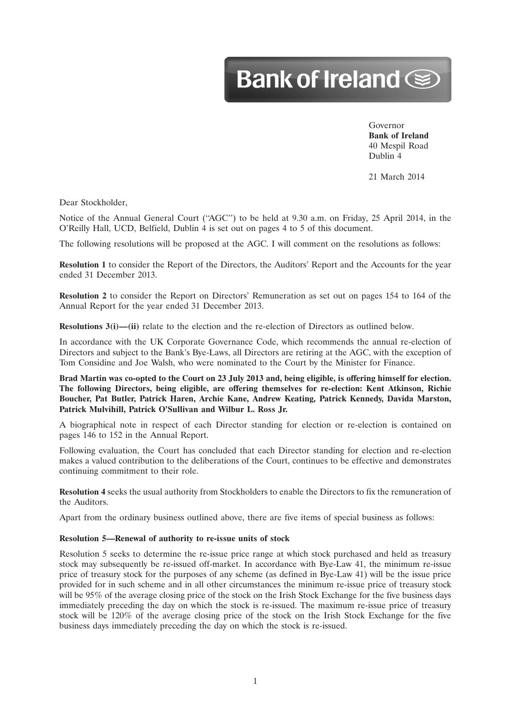Bank of Ireland

Governor
**Bank of Ireland**
40 Mespil Road
Dublin 4

21 March 2014

Dear Stockholder,

Notice of the Annual General Court ("AGC") to be held at 9.30 a.m. on Friday, 25 April 2014, in the O'Reilly Hall, UCD, Belfield, Dublin 4 is set out on pages 4 to 5 of this document.

The following resolutions will be proposed at the AGC. I will comment on the resolutions as follows:

**Resolution 1** to consider the Report of the Directors, the Auditors' Report and the Accounts for the year ended 31 December 2013.

**Resolution 2** to consider the Report on Directors' Remuneration as set out on pages 154 to 164 of the Annual Report for the year ended 31 December 2013.

**Resolutions 3(i)—(ii)** relate to the election and the re-election of Directors as outlined below.

In accordance with the UK Corporate Governance Code, which recommends the annual re-election of Directors and subject to the Bank's Bye-Laws, all Directors are retiring at the AGC, with the exception of Tom Considine and Joe Walsh, who were nominated to the Court by the Minister for Finance.

**Brad Martin was co-opted to the Court on 23 July 2013 and, being eligible, is offering himself for election. The following Directors, being eligible, are offering themselves for re-election: Kent Atkinson, Richie Boucher, Pat Butler, Patrick Haren, Archie Kane, Andrew Keating, Patrick Kennedy, Davida Marston, Patrick Mulvihill, Patrick O'Sullivan and Wilbur L. Ross Jr.**

A biographical note in respect of each Director standing for election or re-election is contained on pages 146 to 152 in the Annual Report.

Following evaluation, the Court has concluded that each Director standing for election and re-election makes a valued contribution to the deliberations of the Court, continues to be effective and demonstrates continuing commitment to their role.

**Resolution 4** seeks the usual authority from Stockholders to enable the Directors to fix the remuneration of the Auditors.

Apart from the ordinary business outlined above, there are five items of special business as follows:

**Resolution 5—Renewal of authority to re-issue units of stock**

Resolution 5 seeks to determine the re-issue price range at which stock purchased and held as treasury stock may subsequently be re-issued off-market. In accordance with Bye-Law 41, the minimum re-issue price of treasury stock for the purposes of any scheme (as defined in Bye-Law 41) will be the issue price provided for in such scheme and in all other circumstances the minimum re-issue price of treasury stock will be 95% of the average closing price of the stock on the Irish Stock Exchange for the five business days immediately preceding the day on which the stock is re-issued. The maximum re-issue price of treasury stock will be 120% of the average closing price of the stock on the Irish Stock Exchange for the five business days immediately preceding the day on which the stock is re-issued.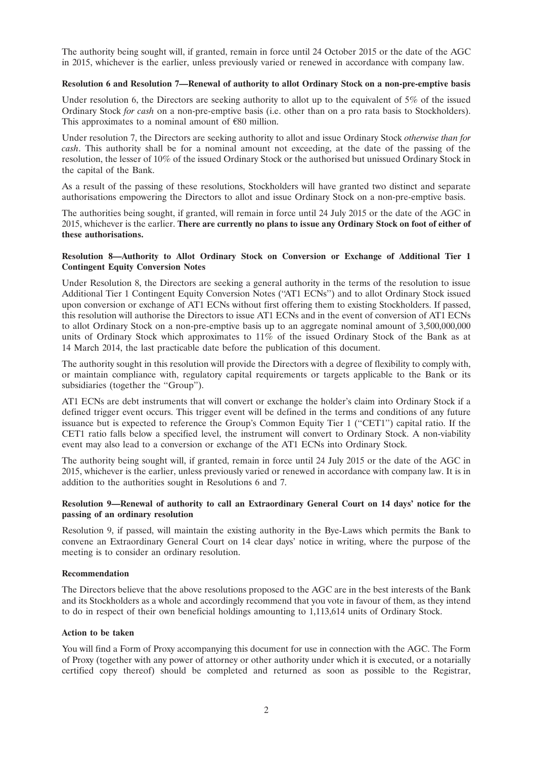The authority being sought will, if granted, remain in force until 24 October 2015 or the date of the AGC in 2015, whichever is the earlier, unless previously varied or renewed in accordance with company law.

**Resolution 6 and Resolution 7—Renewal of authority to allot Ordinary Stock on a non-pre-emptive basis**

Under resolution 6, the Directors are seeking authority to allot up to the equivalent of 5% of the issued Ordinary Stock *for cash* on a non-pre-emptive basis (i.e. other than on a pro rata basis to Stockholders). This approximates to a nominal amount of €80 million.

Under resolution 7, the Directors are seeking authority to allot and issue Ordinary Stock *otherwise than for cash*. This authority shall be for a nominal amount not exceeding, at the date of the passing of the resolution, the lesser of 10% of the issued Ordinary Stock or the authorised but unissued Ordinary Stock in the capital of the Bank.

As a result of the passing of these resolutions, Stockholders will have granted two distinct and separate authorisations empowering the Directors to allot and issue Ordinary Stock on a non-pre-emptive basis.

The authorities being sought, if granted, will remain in force until 24 July 2015 or the date of the AGC in 2015, whichever is the earlier. **There are currently no plans to issue any Ordinary Stock on foot of either of these authorisations.**

**Resolution 8—Authority to Allot Ordinary Stock on Conversion or Exchange of Additional Tier 1 Contingent Equity Conversion Notes**

Under Resolution 8, the Directors are seeking a general authority in the terms of the resolution to issue Additional Tier 1 Contingent Equity Conversion Notes ("AT1 ECNs") and to allot Ordinary Stock issued upon conversion or exchange of AT1 ECNs without first offering them to existing Stockholders. If passed, this resolution will authorise the Directors to issue AT1 ECNs and in the event of conversion of AT1 ECNs to allot Ordinary Stock on a non-pre-emptive basis up to an aggregate nominal amount of 3,500,000,000 units of Ordinary Stock which approximates to 11% of the issued Ordinary Stock of the Bank as at 14 March 2014, the last practicable date before the publication of this document.

The authority sought in this resolution will provide the Directors with a degree of flexibility to comply with, or maintain compliance with, regulatory capital requirements or targets applicable to the Bank or its subsidiaries (together the "Group").

AT1 ECNs are debt instruments that will convert or exchange the holder's claim into Ordinary Stock if a defined trigger event occurs. This trigger event will be defined in the terms and conditions of any future issuance but is expected to reference the Group's Common Equity Tier 1 ("CET1") capital ratio. If the CET1 ratio falls below a specified level, the instrument will convert to Ordinary Stock. A non-viability event may also lead to a conversion or exchange of the AT1 ECNs into Ordinary Stock.

The authority being sought will, if granted, remain in force until 24 July 2015 or the date of the AGC in 2015, whichever is the earlier, unless previously varied or renewed in accordance with company law. It is in addition to the authorities sought in Resolutions 6 and 7.

**Resolution 9—Renewal of authority to call an Extraordinary General Court on 14 days' notice for the passing of an ordinary resolution**

Resolution 9, if passed, will maintain the existing authority in the Bye-Laws which permits the Bank to convene an Extraordinary General Court on 14 clear days' notice in writing, where the purpose of the meeting is to consider an ordinary resolution.

**Recommendation**

The Directors believe that the above resolutions proposed to the AGC are in the best interests of the Bank and its Stockholders as a whole and accordingly recommend that you vote in favour of them, as they intend to do in respect of their own beneficial holdings amounting to 1,113,614 units of Ordinary Stock.

**Action to be taken**

You will find a Form of Proxy accompanying this document for use in connection with the AGC. The Form of Proxy (together with any power of attorney or other authority under which it is executed, or a notarially certified copy thereof) should be completed and returned as soon as possible to the Registrar,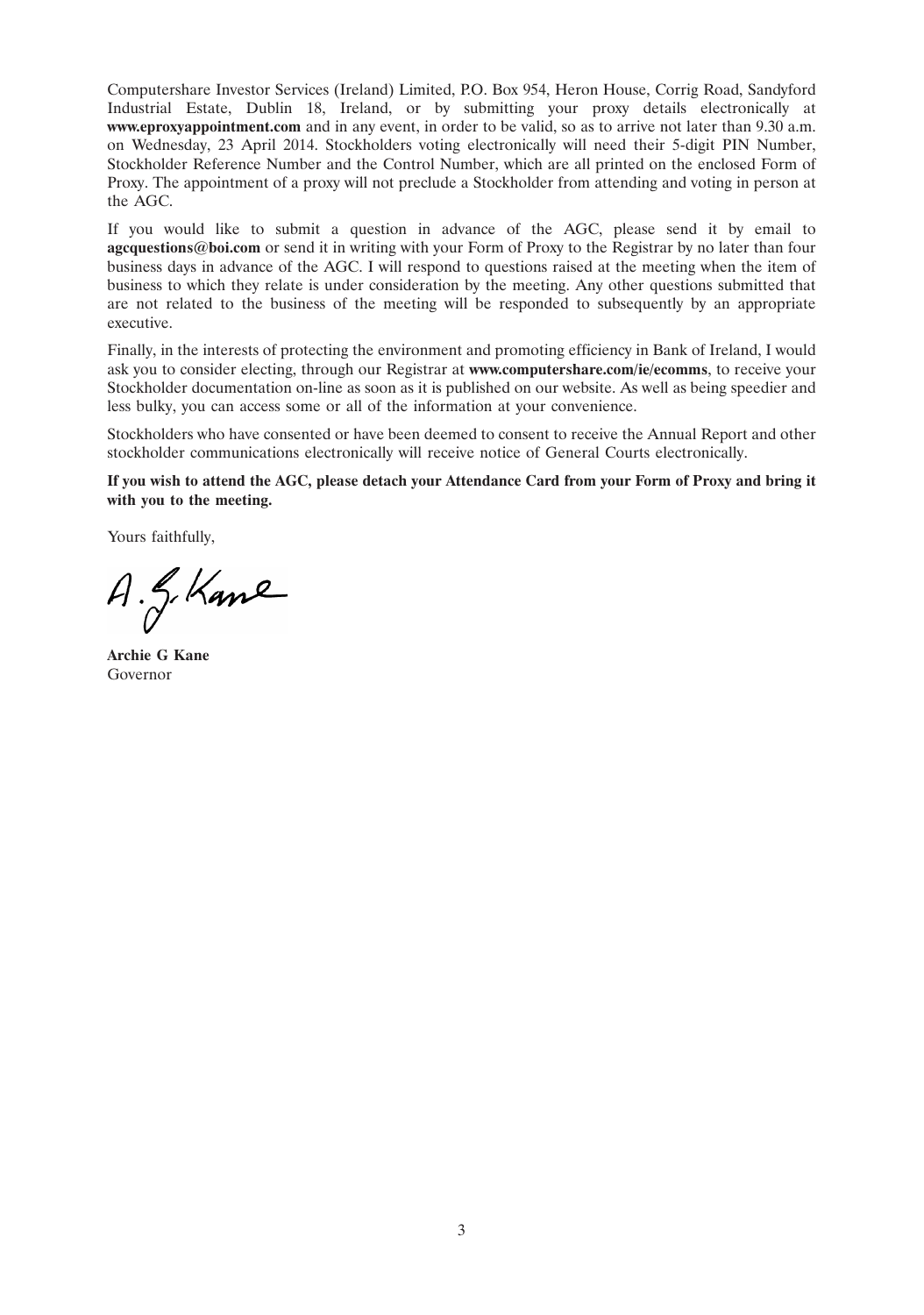Computershare Investor Services (Ireland) Limited, P.O. Box 954, Heron House, Corrig Road, Sandyford Industrial Estate, Dublin 18, Ireland, or by submitting your proxy details electronically at **www.eproxyappointment.com** and in any event, in order to be valid, so as to arrive not later than 9.30 a.m. on Wednesday, 23 April 2014. Stockholders voting electronically will need their 5-digit PIN Number, Stockholder Reference Number and the Control Number, which are all printed on the enclosed Form of Proxy. The appointment of a proxy will not preclude a Stockholder from attending and voting in person at the AGC.

If you would like to submit a question in advance of the AGC, please send it by email to **agcquestions@boi.com** or send it in writing with your Form of Proxy to the Registrar by no later than four business days in advance of the AGC. I will respond to questions raised at the meeting when the item of business to which they relate is under consideration by the meeting. Any other questions submitted that are not related to the business of the meeting will be responded to subsequently by an appropriate executive.

Finally, in the interests of protecting the environment and promoting efficiency in Bank of Ireland, I would ask you to consider electing, through our Registrar at **www.computershare.com/ie/ecomms**, to receive your Stockholder documentation on-line as soon as it is published on our website. As well as being speedier and less bulky, you can access some or all of the information at your convenience.

Stockholders who have consented or have been deemed to consent to receive the Annual Report and other stockholder communications electronically will receive notice of General Courts electronically.

**If you wish to attend the AGC, please detach your Attendance Card from your Form of Proxy and bring it with you to the meeting.**

Yours faithfully,

A. G. Kane

**Archie G Kane**
Governor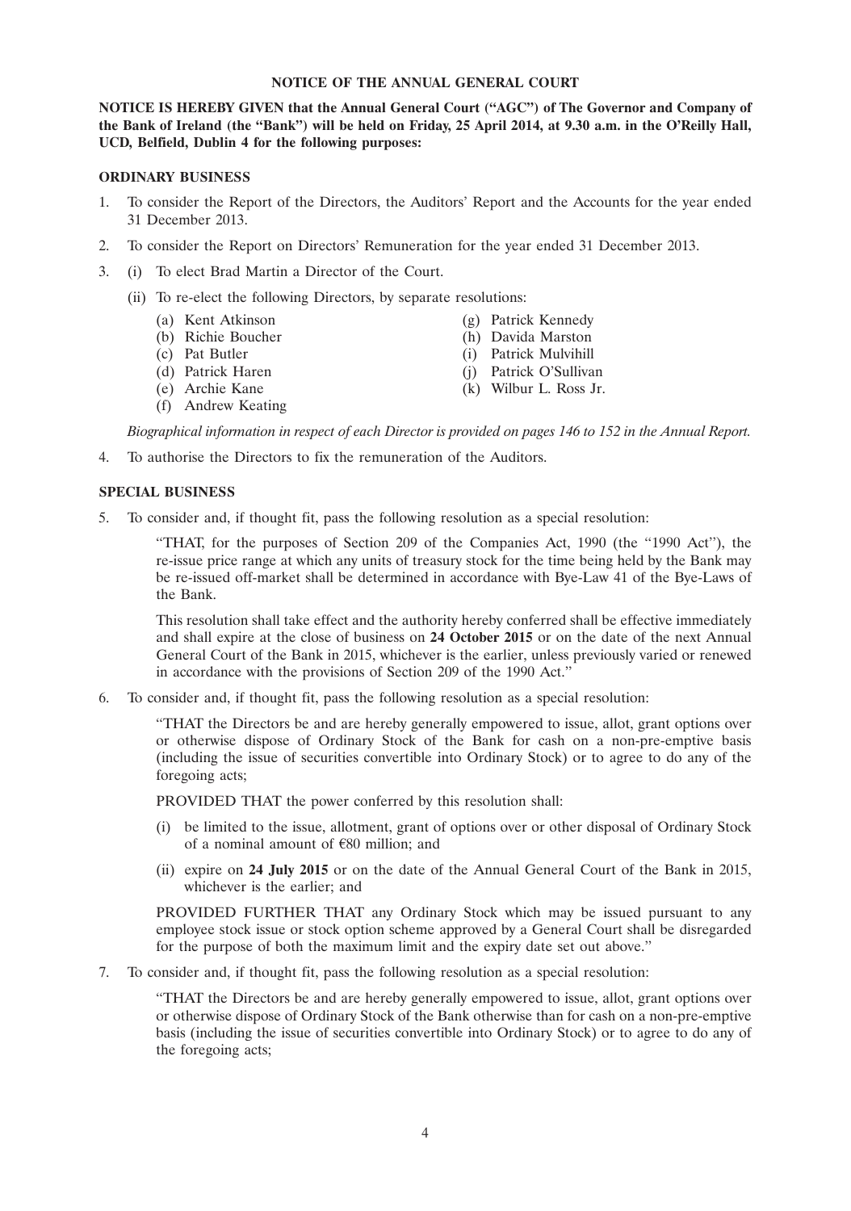# NOTICE OF THE ANNUAL GENERAL COURT

**NOTICE IS HEREBY GIVEN that the Annual General Court ("AGC") of The Governor and Company of the Bank of Ireland (the "Bank") will be held on Friday, 25 April 2014, at 9.30 a.m. in the O'Reilly Hall, UCD, Belfield, Dublin 4 for the following purposes:**

## ORDINARY BUSINESS

1. To consider the Report of the Directors, the Auditors' Report and the Accounts for the year ended 31 December 2013.
2. To consider the Report on Directors' Remuneration for the year ended 31 December 2013.
3. (i) To elect Brad Martin a Director of the Court.

   (ii) To re-elect the following Directors, by separate resolutions:

   (a) Kent Atkinson
   (b) Richie Boucher
   (c) Pat Butler
   (d) Patrick Haren
   (e) Archie Kane
   (f) Andrew Keating
   (g) Patrick Kennedy
   (h) Davida Marston
   (i) Patrick Mulvihill
   (j) Patrick O'Sullivan
   (k) Wilbur L. Ross Jr.

   *Biographical information in respect of each Director is provided on pages 146 to 152 in the Annual Report.*

4. To authorise the Directors to fix the remuneration of the Auditors.

## SPECIAL BUSINESS

5. To consider and, if thought fit, pass the following resolution as a special resolution:

   "THAT, for the purposes of Section 209 of the Companies Act, 1990 (the "1990 Act"), the re-issue price range at which any units of treasury stock for the time being held by the Bank may be re-issued off-market shall be determined in accordance with Bye-Law 41 of the Bye-Laws of the Bank.

   This resolution shall take effect and the authority hereby conferred shall be effective immediately and shall expire at the close of business on **24 October 2015** or on the date of the next Annual General Court of the Bank in 2015, whichever is the earlier, unless previously varied or renewed in accordance with the provisions of Section 209 of the 1990 Act."

6. To consider and, if thought fit, pass the following resolution as a special resolution:

   "THAT the Directors be and are hereby generally empowered to issue, allot, grant options over or otherwise dispose of Ordinary Stock of the Bank for cash on a non-pre-emptive basis (including the issue of securities convertible into Ordinary Stock) or to agree to do any of the foregoing acts;

   PROVIDED THAT the power conferred by this resolution shall:

   (i) be limited to the issue, allotment, grant of options over or other disposal of Ordinary Stock of a nominal amount of €80 million; and

   (ii) expire on **24 July 2015** or on the date of the Annual General Court of the Bank in 2015, whichever is the earlier; and

   PROVIDED FURTHER THAT any Ordinary Stock which may be issued pursuant to any employee stock issue or stock option scheme approved by a General Court shall be disregarded for the purpose of both the maximum limit and the expiry date set out above."

7. To consider and, if thought fit, pass the following resolution as a special resolution:

   "THAT the Directors be and are hereby generally empowered to issue, allot, grant options over or otherwise dispose of Ordinary Stock of the Bank otherwise than for cash on a non-pre-emptive basis (including the issue of securities convertible into Ordinary Stock) or to agree to do any of the foregoing acts;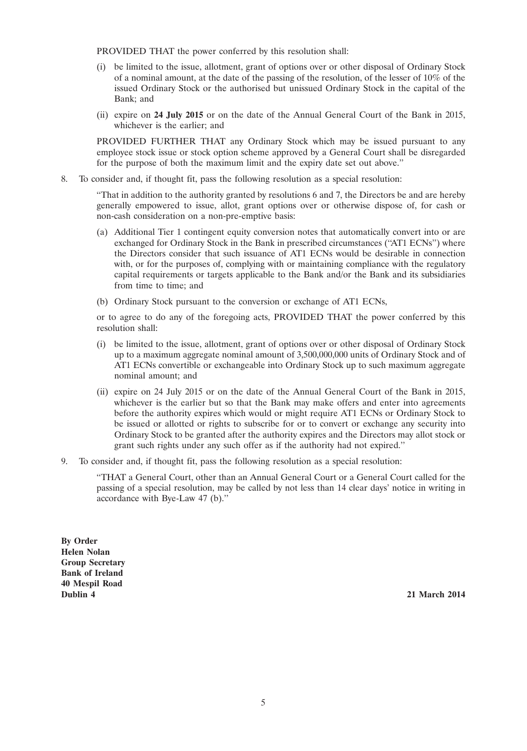PROVIDED THAT the power conferred by this resolution shall:

(i) be limited to the issue, allotment, grant of options over or other disposal of Ordinary Stock of a nominal amount, at the date of the passing of the resolution, of the lesser of 10% of the issued Ordinary Stock or the authorised but unissued Ordinary Stock in the capital of the Bank; and

(ii) expire on **24 July 2015** or on the date of the Annual General Court of the Bank in 2015, whichever is the earlier; and

PROVIDED FURTHER THAT any Ordinary Stock which may be issued pursuant to any employee stock issue or stock option scheme approved by a General Court shall be disregarded for the purpose of both the maximum limit and the expiry date set out above."

8. To consider and, if thought fit, pass the following resolution as a special resolution:

"That in addition to the authority granted by resolutions 6 and 7, the Directors be and are hereby generally empowered to issue, allot, grant options over or otherwise dispose of, for cash or non-cash consideration on a non-pre-emptive basis:

(a) Additional Tier 1 contingent equity conversion notes that automatically convert into or are exchanged for Ordinary Stock in the Bank in prescribed circumstances ("AT1 ECNs") where the Directors consider that such issuance of AT1 ECNs would be desirable in connection with, or for the purposes of, complying with or maintaining compliance with the regulatory capital requirements or targets applicable to the Bank and/or the Bank and its subsidiaries from time to time; and

(b) Ordinary Stock pursuant to the conversion or exchange of AT1 ECNs,

or to agree to do any of the foregoing acts, PROVIDED THAT the power conferred by this resolution shall:

(i) be limited to the issue, allotment, grant of options over or other disposal of Ordinary Stock up to a maximum aggregate nominal amount of 3,500,000,000 units of Ordinary Stock and of AT1 ECNs convertible or exchangeable into Ordinary Stock up to such maximum aggregate nominal amount; and

(ii) expire on 24 July 2015 or on the date of the Annual General Court of the Bank in 2015, whichever is the earlier but so that the Bank may make offers and enter into agreements before the authority expires which would or might require AT1 ECNs or Ordinary Stock to be issued or allotted or rights to subscribe for or to convert or exchange any security into Ordinary Stock to be granted after the authority expires and the Directors may allot stock or grant such rights under any such offer as if the authority had not expired."

9. To consider and, if thought fit, pass the following resolution as a special resolution:

"THAT a General Court, other than an Annual General Court or a General Court called for the passing of a special resolution, may be called by not less than 14 clear days' notice in writing in accordance with Bye-Law 47 (b)."

**By Order**
**Helen Nolan**
**Group Secretary**
**Bank of Ireland**
**40 Mespil Road**
**Dublin 4**

**21 March 2014**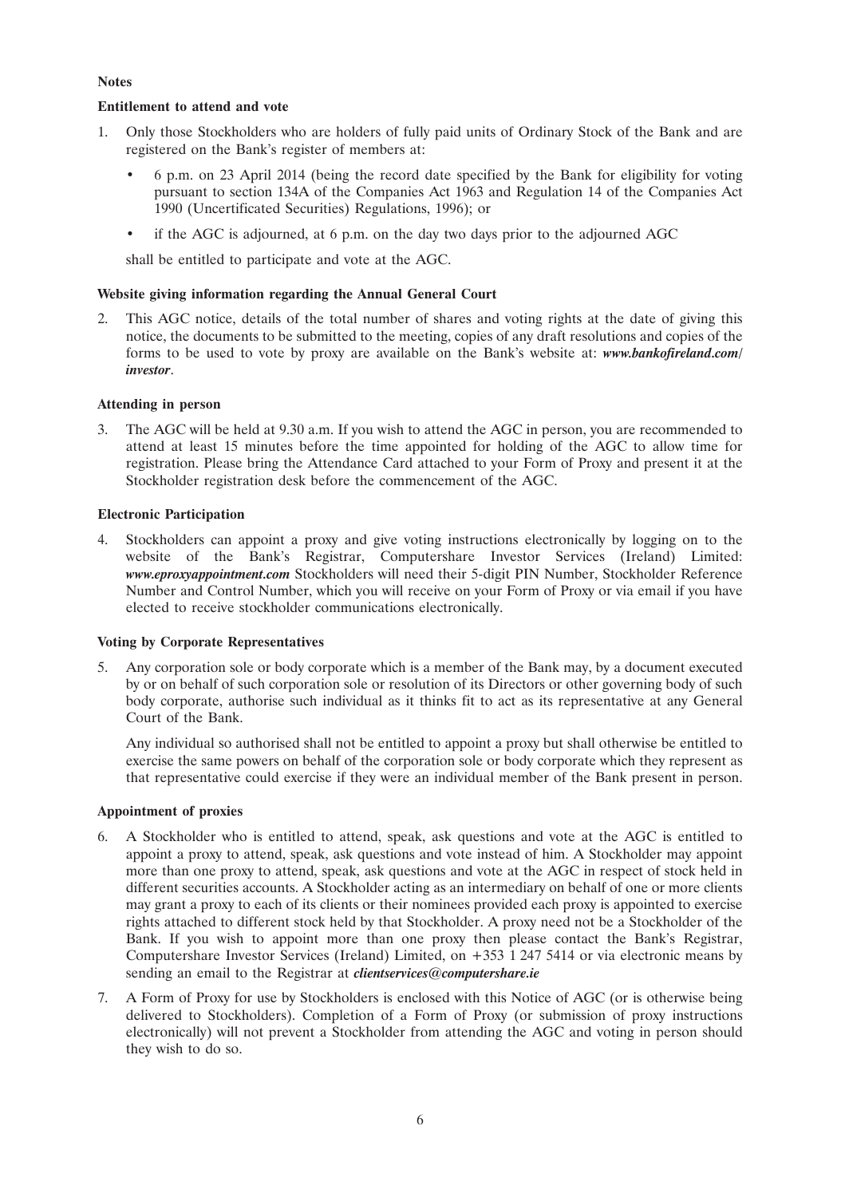**Notes**

**Entitlement to attend and vote**

1. Only those Stockholders who are holders of fully paid units of Ordinary Stock of the Bank and are registered on the Bank's register of members at:

   - 6 p.m. on 23 April 2014 (being the record date specified by the Bank for eligibility for voting pursuant to section 134A of the Companies Act 1963 and Regulation 14 of the Companies Act 1990 (Uncertificated Securities) Regulations, 1996); or
   - if the AGC is adjourned, at 6 p.m. on the day two days prior to the adjourned AGC

   shall be entitled to participate and vote at the AGC.

**Website giving information regarding the Annual General Court**

2. This AGC notice, details of the total number of shares and voting rights at the date of giving this notice, the documents to be submitted to the meeting, copies of any draft resolutions and copies of the forms to be used to vote by proxy are available on the Bank's website at: ***www.bankofireland.com/investor***.

**Attending in person**

3. The AGC will be held at 9.30 a.m. If you wish to attend the AGC in person, you are recommended to attend at least 15 minutes before the time appointed for holding of the AGC to allow time for registration. Please bring the Attendance Card attached to your Form of Proxy and present it at the Stockholder registration desk before the commencement of the AGC.

**Electronic Participation**

4. Stockholders can appoint a proxy and give voting instructions electronically by logging on to the website of the Bank's Registrar, Computershare Investor Services (Ireland) Limited: ***www.eproxyappointment.com*** Stockholders will need their 5-digit PIN Number, Stockholder Reference Number and Control Number, which you will receive on your Form of Proxy or via email if you have elected to receive stockholder communications electronically.

**Voting by Corporate Representatives**

5. Any corporation sole or body corporate which is a member of the Bank may, by a document executed by or on behalf of such corporation sole or resolution of its Directors or other governing body of such body corporate, authorise such individual as it thinks fit to act as its representative at any General Court of the Bank.

   Any individual so authorised shall not be entitled to appoint a proxy but shall otherwise be entitled to exercise the same powers on behalf of the corporation sole or body corporate which they represent as that representative could exercise if they were an individual member of the Bank present in person.

**Appointment of proxies**

6. A Stockholder who is entitled to attend, speak, ask questions and vote at the AGC is entitled to appoint a proxy to attend, speak, ask questions and vote instead of him. A Stockholder may appoint more than one proxy to attend, speak, ask questions and vote at the AGC in respect of stock held in different securities accounts. A Stockholder acting as an intermediary on behalf of one or more clients may grant a proxy to each of its clients or their nominees provided each proxy is appointed to exercise rights attached to different stock held by that Stockholder. A proxy need not be a Stockholder of the Bank. If you wish to appoint more than one proxy then please contact the Bank's Registrar, Computershare Investor Services (Ireland) Limited, on +353 1 247 5414 or via electronic means by sending an email to the Registrar at ***clientservices@computershare.ie***

7. A Form of Proxy for use by Stockholders is enclosed with this Notice of AGC (or is otherwise being delivered to Stockholders). Completion of a Form of Proxy (or submission of proxy instructions electronically) will not prevent a Stockholder from attending the AGC and voting in person should they wish to do so.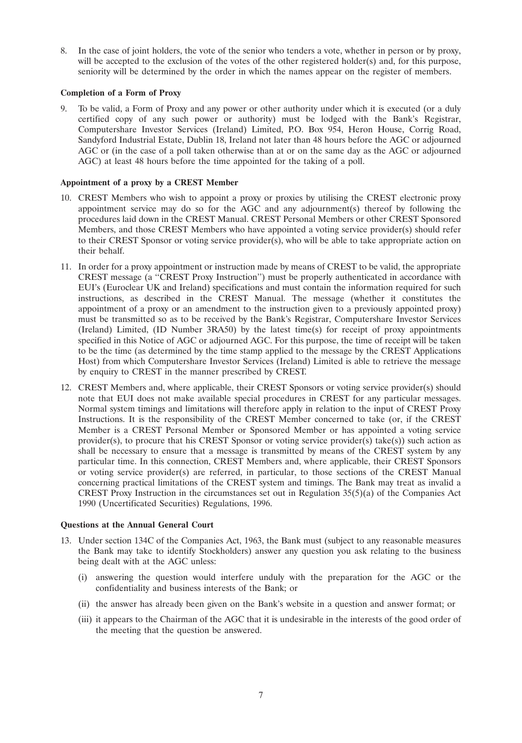8. In the case of joint holders, the vote of the senior who tenders a vote, whether in person or by proxy, will be accepted to the exclusion of the votes of the other registered holder(s) and, for this purpose, seniority will be determined by the order in which the names appear on the register of members.

**Completion of a Form of Proxy**

9. To be valid, a Form of Proxy and any power or other authority under which it is executed (or a duly certified copy of any such power or authority) must be lodged with the Bank's Registrar, Computershare Investor Services (Ireland) Limited, P.O. Box 954, Heron House, Corrig Road, Sandyford Industrial Estate, Dublin 18, Ireland not later than 48 hours before the AGC or adjourned AGC or (in the case of a poll taken otherwise than at or on the same day as the AGC or adjourned AGC) at least 48 hours before the time appointed for the taking of a poll.

**Appointment of a proxy by a CREST Member**

10. CREST Members who wish to appoint a proxy or proxies by utilising the CREST electronic proxy appointment service may do so for the AGC and any adjournment(s) thereof by following the procedures laid down in the CREST Manual. CREST Personal Members or other CREST Sponsored Members, and those CREST Members who have appointed a voting service provider(s) should refer to their CREST Sponsor or voting service provider(s), who will be able to take appropriate action on their behalf.

11. In order for a proxy appointment or instruction made by means of CREST to be valid, the appropriate CREST message (a "CREST Proxy Instruction") must be properly authenticated in accordance with EUI's (Euroclear UK and Ireland) specifications and must contain the information required for such instructions, as described in the CREST Manual. The message (whether it constitutes the appointment of a proxy or an amendment to the instruction given to a previously appointed proxy) must be transmitted so as to be received by the Bank's Registrar, Computershare Investor Services (Ireland) Limited, (ID Number 3RA50) by the latest time(s) for receipt of proxy appointments specified in this Notice of AGC or adjourned AGC. For this purpose, the time of receipt will be taken to be the time (as determined by the time stamp applied to the message by the CREST Applications Host) from which Computershare Investor Services (Ireland) Limited is able to retrieve the message by enquiry to CREST in the manner prescribed by CREST.

12. CREST Members and, where applicable, their CREST Sponsors or voting service provider(s) should note that EUI does not make available special procedures in CREST for any particular messages. Normal system timings and limitations will therefore apply in relation to the input of CREST Proxy Instructions. It is the responsibility of the CREST Member concerned to take (or, if the CREST Member is a CREST Personal Member or Sponsored Member or has appointed a voting service provider(s), to procure that his CREST Sponsor or voting service provider(s) take(s)) such action as shall be necessary to ensure that a message is transmitted by means of the CREST system by any particular time. In this connection, CREST Members and, where applicable, their CREST Sponsors or voting service provider(s) are referred, in particular, to those sections of the CREST Manual concerning practical limitations of the CREST system and timings. The Bank may treat as invalid a CREST Proxy Instruction in the circumstances set out in Regulation 35(5)(a) of the Companies Act 1990 (Uncertificated Securities) Regulations, 1996.

**Questions at the Annual General Court**

13. Under section 134C of the Companies Act, 1963, the Bank must (subject to any reasonable measures the Bank may take to identify Stockholders) answer any question you ask relating to the business being dealt with at the AGC unless:

    (i) answering the question would interfere unduly with the preparation for the AGC or the confidentiality and business interests of the Bank; or

    (ii) the answer has already been given on the Bank's website in a question and answer format; or

    (iii) it appears to the Chairman of the AGC that it is undesirable in the interests of the good order of the meeting that the question be answered.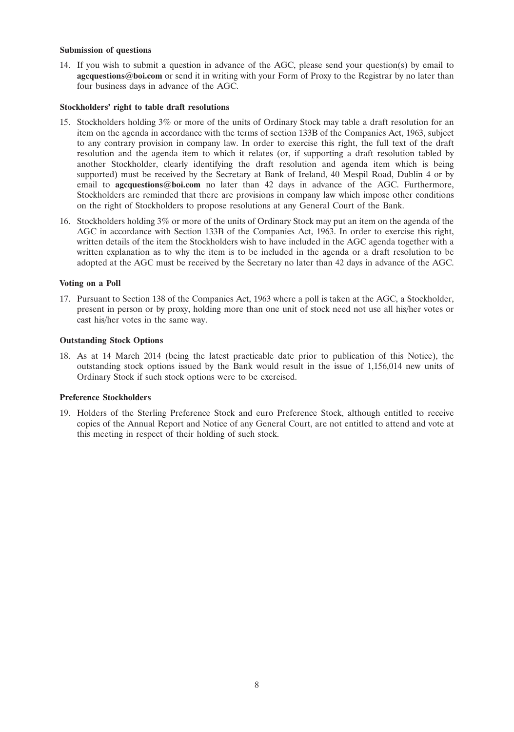**Submission of questions**

14. If you wish to submit a question in advance of the AGC, please send your question(s) by email to **agcquestions@boi.com** or send it in writing with your Form of Proxy to the Registrar by no later than four business days in advance of the AGC.

**Stockholders' right to table draft resolutions**

15. Stockholders holding 3% or more of the units of Ordinary Stock may table a draft resolution for an item on the agenda in accordance with the terms of section 133B of the Companies Act, 1963, subject to any contrary provision in company law. In order to exercise this right, the full text of the draft resolution and the agenda item to which it relates (or, if supporting a draft resolution tabled by another Stockholder, clearly identifying the draft resolution and agenda item which is being supported) must be received by the Secretary at Bank of Ireland, 40 Mespil Road, Dublin 4 or by email to **agcquestions@boi.com** no later than 42 days in advance of the AGC. Furthermore, Stockholders are reminded that there are provisions in company law which impose other conditions on the right of Stockholders to propose resolutions at any General Court of the Bank.

16. Stockholders holding 3% or more of the units of Ordinary Stock may put an item on the agenda of the AGC in accordance with Section 133B of the Companies Act, 1963. In order to exercise this right, written details of the item the Stockholders wish to have included in the AGC agenda together with a written explanation as to why the item is to be included in the agenda or a draft resolution to be adopted at the AGC must be received by the Secretary no later than 42 days in advance of the AGC.

**Voting on a Poll**

17. Pursuant to Section 138 of the Companies Act, 1963 where a poll is taken at the AGC, a Stockholder, present in person or by proxy, holding more than one unit of stock need not use all his/her votes or cast his/her votes in the same way.

**Outstanding Stock Options**

18. As at 14 March 2014 (being the latest practicable date prior to publication of this Notice), the outstanding stock options issued by the Bank would result in the issue of 1,156,014 new units of Ordinary Stock if such stock options were to be exercised.

**Preference Stockholders**

19. Holders of the Sterling Preference Stock and euro Preference Stock, although entitled to receive copies of the Annual Report and Notice of any General Court, are not entitled to attend and vote at this meeting in respect of their holding of such stock.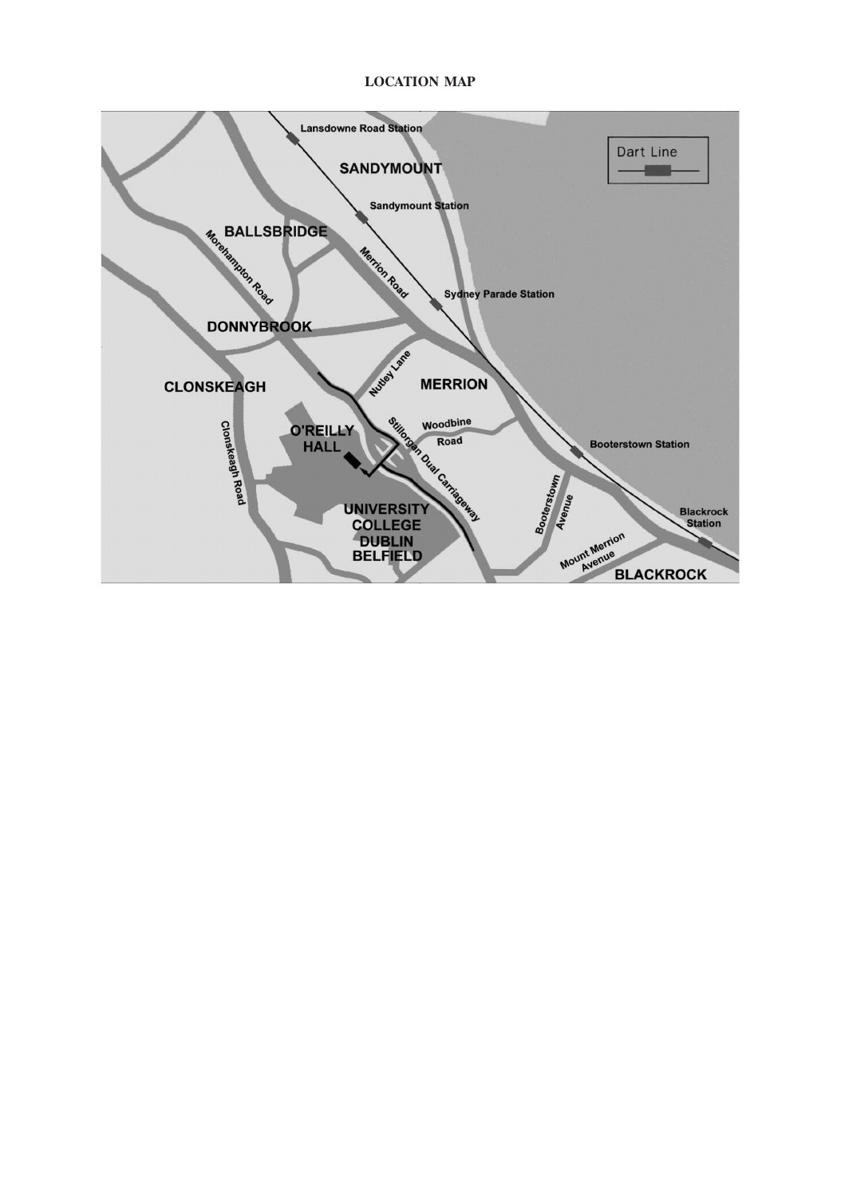**LOCATION MAP**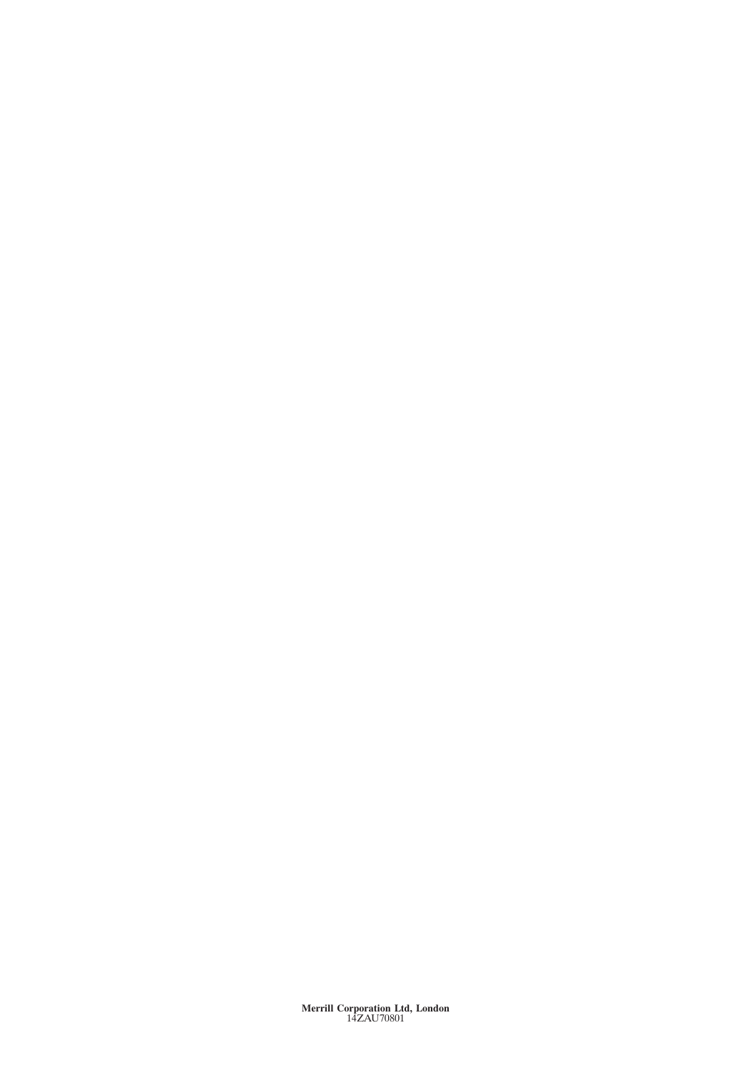**Merrill Corporation Ltd, London**
14ZAU70801